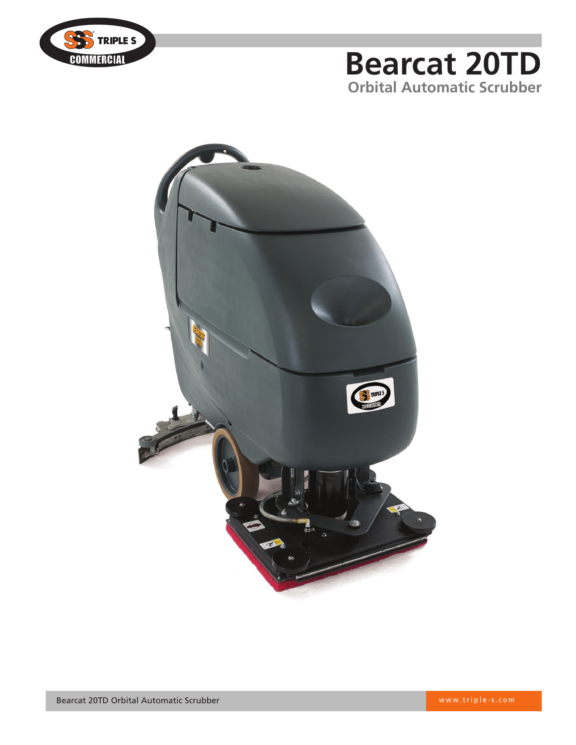# Bearcat 20TD

## Orbital Automatic Scrubber

Bearcat 20TD Orbital Automatic Scrubber

www.triple-s.com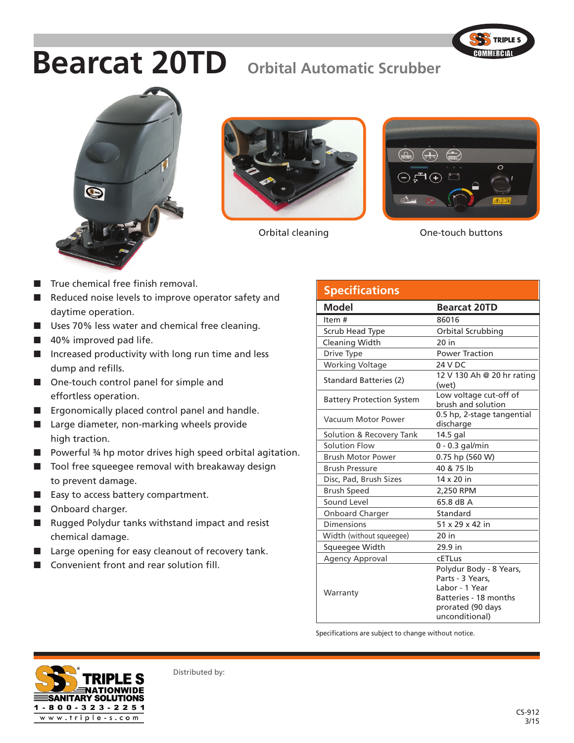# Bearcat 20TD Orbital Automatic Scrubber

Orbital cleaning

One-touch buttons

- True chemical free finish removal.
- Reduced noise levels to improve operator safety and daytime operation.
- Uses 70% less water and chemical free cleaning.
- 40% improved pad life.
- Increased productivity with long run time and less dump and refills.
- One-touch control panel for simple and effortless operation.
- Ergonomically placed control panel and handle.
- Large diameter, non-marking wheels provide high traction.
- Powerful ¾ hp motor drives high speed orbital agitation.
- Tool free squeegee removal with breakaway design to prevent damage.
- Easy to access battery compartment.
- Onboard charger.
- Rugged Polydur tanks withstand impact and resist chemical damage.
- Large opening for easy cleanout of recovery tank.
- Convenient front and rear solution fill.

## Specifications

| Model | Bearcat 20TD |
|---|---|
| Item # | 86016 |
| Scrub Head Type | Orbital Scrubbing |
| Cleaning Width | 20 in |
| Drive Type | Power Traction |
| Working Voltage | 24 V DC |
| Standard Batteries (2) | 12 V 130 Ah @ 20 hr rating (wet) |
| Battery Protection System | Low voltage cut-off of brush and solution |
| Vacuum Motor Power | 0.5 hp, 2-stage tangential discharge |
| Solution & Recovery Tank | 14.5 gal |
| Solution Flow | 0 - 0.3 gal/min |
| Brush Motor Power | 0.75 hp (560 W) |
| Brush Pressure | 40 & 75 lb |
| Disc, Pad, Brush Sizes | 14 x 20 in |
| Brush Speed | 2,250 RPM |
| Sound Level | 65.8 dB A |
| Onboard Charger | Standard |
| Dimensions | 51 x 29 x 42 in |
| Width (without squeegee) | 20 in |
| Squeegee Width | 29.9 in |
| Agency Approval | cETLus |
| Warranty | Polydur Body - 8 Years, Parts - 3 Years, Labor - 1 Year Batteries - 18 months prorated (90 days unconditional) |

Specifications are subject to change without notice.

TRIPLE S NATIONWIDE SANITARY SOLUTIONS
1-800-323-2251
www.triple-s.com

Distributed by:

CS-912
3/15